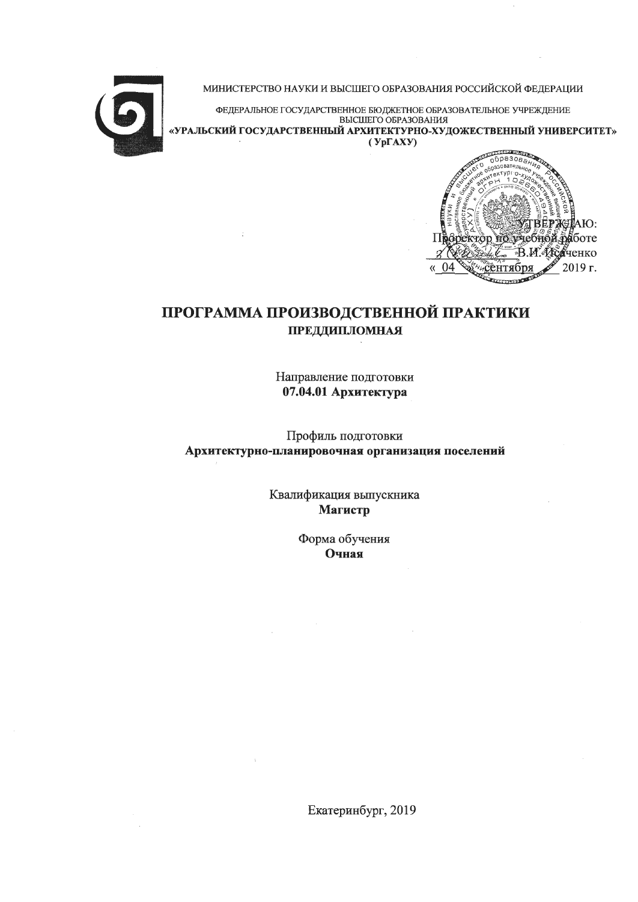МИНИСТЕРСТВО НАУКИ И ВЫСШЕГО ОБРАЗОВАНИЯ РОССИЙСКОЙ ФЕДЕРАЦИИ

ФЕДЕРАЛЬНОЕ ГОСУДАРСТВЕННОЕ БЮДЖЕТНОЕ ОБРАЗОВАТЕЛЬНОЕ УЧРЕЖДЕНИЕ ВЫСШЕГО ОБРАЗОВАНИЯ

**«УРАЛЬСКИЙ ГОСУДАРСТВЕННЫЙ АРХИТЕКТУРНО-ХУДОЖЕСТВЕННЫЙ УНИВЕРСИТЕТ»**
**( УрГАХУ)**

УТВЕРЖДАЮ:
Проректор по учебной работе
_____________ В.И. Исаченко
«_04_» _сентября_ 2019 г.

# ПРОГРАММА ПРОИЗВОДСТВЕННОЙ ПРАКТИКИ

## ПРЕДДИПЛОМНАЯ

Направление подготовки
**07.04.01 Архитектура**

Профиль подготовки
**Архитектурно-планировочная организация поселений**

Квалификация выпускника
**Магистр**

Форма обучения
**Очная**

Екатеринбург, 2019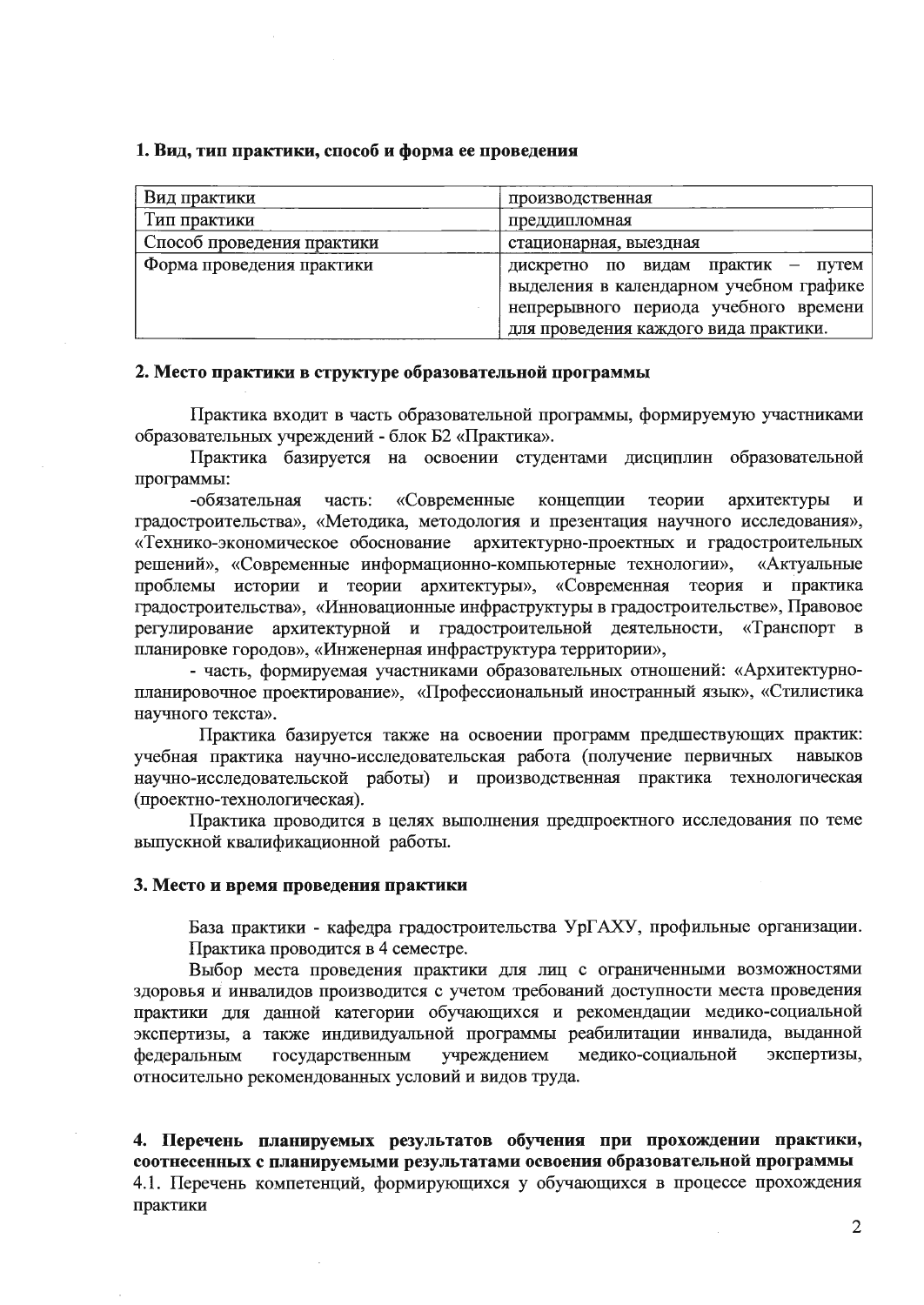### 1. Вид, тип практики, способ и форма ее проведения

| Вид практики | производственная |
|---|---|
| Тип практики | преддипломная |
| Способ проведения практики | стационарная, выездная |
| Форма проведения практики | дискретно по видам практик – путем выделения в календарном учебном графике непрерывного периода учебного времени для проведения каждого вида практики. |

### 2. Место практики в структуре образовательной программы

Практика входит в часть образовательной программы, формируемую участниками образовательных учреждений - блок Б2 «Практика».

Практика базируется на освоении студентами дисциплин образовательной программы:

-обязательная часть: «Современные концепции теории архитектуры и градостроительства», «Методика, методология и презентация научного исследования», «Технико-экономическое обоснование архитектурно-проектных и градостроительных решений», «Современные информационно-компьютерные технологии», «Актуальные проблемы истории и теории архитектуры», «Современная теория и практика градостроительства», «Инновационные инфраструктуры в градостроительстве», Правовое регулирование архитектурной и градостроительной деятельности, «Транспорт в планировке городов», «Инженерная инфраструктура территории»,

- часть, формируемая участниками образовательных отношений: «Архитектурно-планировочное проектирование», «Профессиональный иностранный язык», «Стилистика научного текста».

Практика базируется также на освоении программ предшествующих практик: учебная практика научно-исследовательская работа (получение первичных навыков научно-исследовательской работы) и производственная практика технологическая (проектно-технологическая).

Практика проводится в целях выполнения предпроектного исследования по теме выпускной квалификационной работы.

### 3. Место и время проведения практики

База практики - кафедра градостроительства УрГАХУ, профильные организации. Практика проводится в 4 семестре.

Выбор места проведения практики для лиц с ограниченными возможностями здоровья и инвалидов производится с учетом требований доступности места проведения практики для данной категории обучающихся и рекомендации медико-социальной экспертизы, а также индивидуальной программы реабилитации инвалида, выданной федеральным государственным учреждением медико-социальной экспертизы, относительно рекомендованных условий и видов труда.

### 4. Перечень планируемых результатов обучения при прохождении практики, соотнесенных с планируемыми результатами освоения образовательной программы

4.1. Перечень компетенций, формирующихся у обучающихся в процессе прохождения практики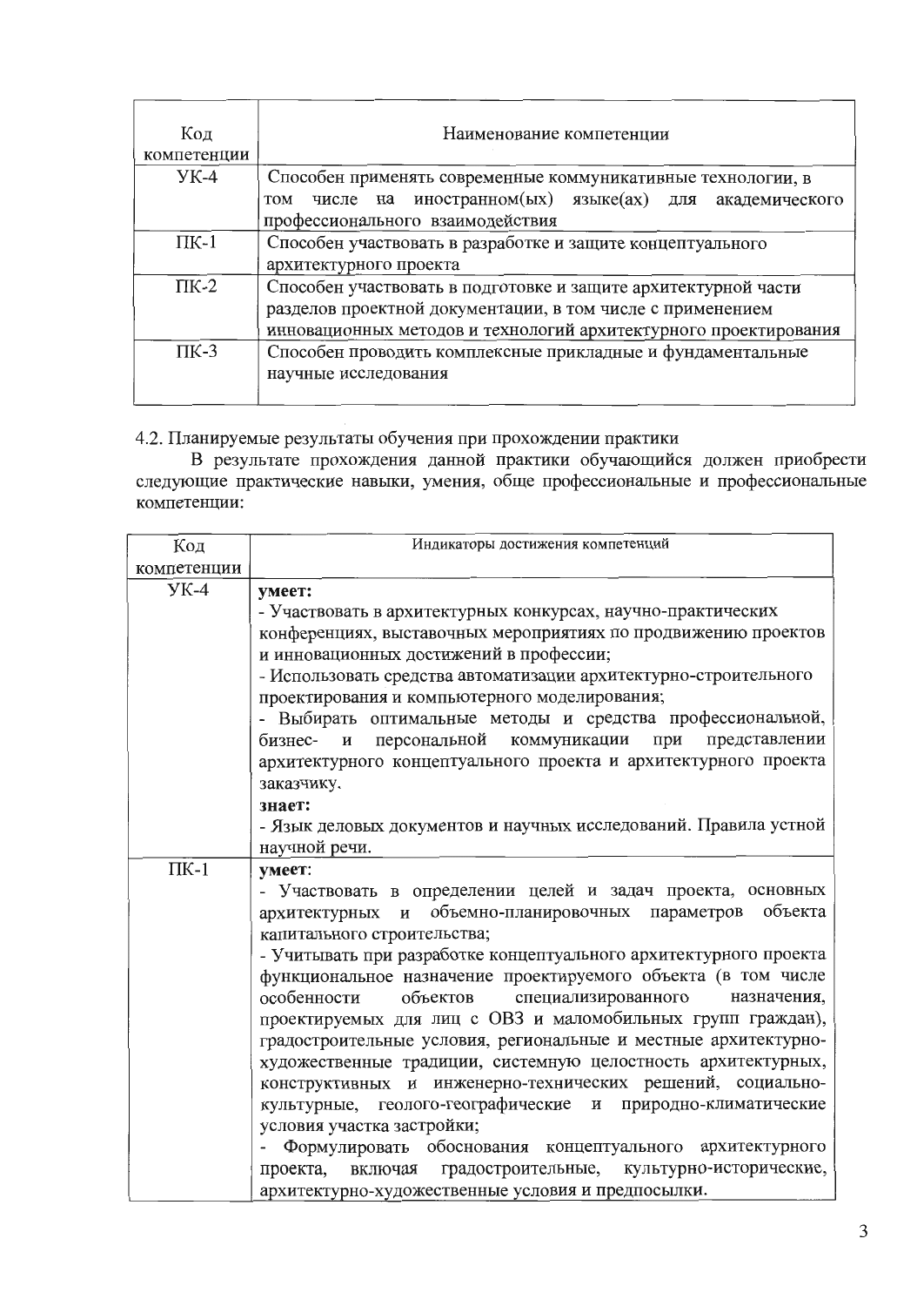| Код компетенции | Наименование компетенции |
|---|---|
| УК-4 | Способен применять современные коммуникативные технологии, в том числе на иностранном(ых) языке(ах) для академического профессионального взаимодействия |
| ПК-1 | Способен участвовать в разработке и защите концептуального архитектурного проекта |
| ПК-2 | Способен участвовать в подготовке и защите архитектурной части разделов проектной документации, в том числе с применением инновационных методов и технологий архитектурного проектирования |
| ПК-3 | Способен проводить комплексные прикладные и фундаментальные научные исследования |

4.2. Планируемые результаты обучения при прохождении практики

В результате прохождения данной практики обучающийся должен приобрести следующие практические навыки, умения, обще профессиональные и профессиональные компетенции:

| Код компетенции | Индикаторы достижения компетенций |
|---|---|
| УК-4 | **умеет:**<br>- Участвовать в архитектурных конкурсах, научно-практических конференциях, выставочных мероприятиях по продвижению проектов и инновационных достижений в профессии;<br>- Использовать средства автоматизации архитектурно-строительного проектирования и компьютерного моделирования;<br>- Выбирать оптимальные методы и средства профессиональной, бизнес- и персональной коммуникации при представлении архитектурного концептуального проекта и архитектурного проекта заказчику.<br>**знает:**<br>- Язык деловых документов и научных исследований. Правила устной научной речи. |
| ПК-1 | **умеет**:<br>- Участвовать в определении целей и задач проекта, основных архитектурных и объемно-планировочных параметров объекта капитального строительства;<br>- Учитывать при разработке концептуального архитектурного проекта функциональное назначение проектируемого объекта (в том числе особенности объектов специализированного назначения, проектируемых для лиц с ОВЗ и маломобильных групп граждан), градостроительные условия, региональные и местные архитектурно-художественные традиции, системную целостность архитектурных, конструктивных и инженерно-технических решений, социально-культурные, геолого-географические и природно-климатические условия участка застройки;<br>- Формулировать обоснования концептуального архитектурного проекта, включая градостроительные, культурно-исторические, архитектурно-художественные условия и предпосылки. |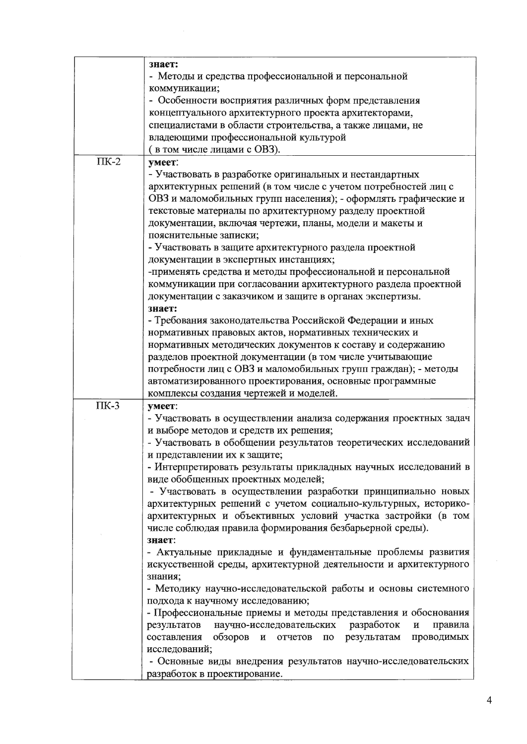| | |
|---|---|
| | **знает:**<br>- Методы и средства профессиональной и персональной коммуникации;<br>- Особенности восприятия различных форм представления концептуального архитектурного проекта архитекторами, специалистами в области строительства, а также лицами, не владеющими профессиональной культурой<br>( в том числе лицами с ОВЗ). |
| ПК-2 | **умеет**:<br>- Участвовать в разработке оригинальных и нестандартных архитектурных решений (в том числе с учетом потребностей лиц с ОВЗ и маломобильных групп населения); - оформлять графические и текстовые материалы по архитектурному разделу проектной документации, включая чертежи, планы, модели и макеты и пояснительные записки;<br>- Участвовать в защите архитектурного раздела проектной документации в экспертных инстанциях;<br>-применять средства и методы профессиональной и персональной коммуникации при согласовании архитектурного раздела проектной документации с заказчиком и защите в органах экспертизы.<br>**знает:**<br>- Требования законодательства Российской Федерации и иных нормативных правовых актов, нормативных технических и нормативных методических документов к составу и содержанию разделов проектной документации (в том числе учитывающие потребности лиц с ОВЗ и маломобильных групп граждан); - методы автоматизированного проектирования, основные программные комплексы создания чертежей и моделей. |
| ПК-3 | **умеет**:<br>- Участвовать в осуществлении анализа содержания проектных задач и выборе методов и средств их решения;<br>- Участвовать в обобщении результатов теоретических исследований и представлении их к защите;<br>- Интерпретировать результаты прикладных научных исследований в виде обобщенных проектных моделей;<br>- Участвовать в осуществлении разработки принципиально новых архитектурных решений с учетом социально-культурных, историко-архитектурных и объективных условий участка застройки (в том числе соблюдая правила формирования безбарьерной среды).<br>**знает**:<br>- Актуальные прикладные и фундаментальные проблемы развития искусственной среды, архитектурной деятельности и архитектурного знания;<br>- Методику научно-исследовательской работы и основы системного подхода к научному исследованию;<br>- Профессиональные приемы и методы представления и обоснования результатов научно-исследовательских разработок и правила составления обзоров и отчетов по результатам проводимых исследований;<br>- Основные виды внедрения результатов научно-исследовательских разработок в проектирование. |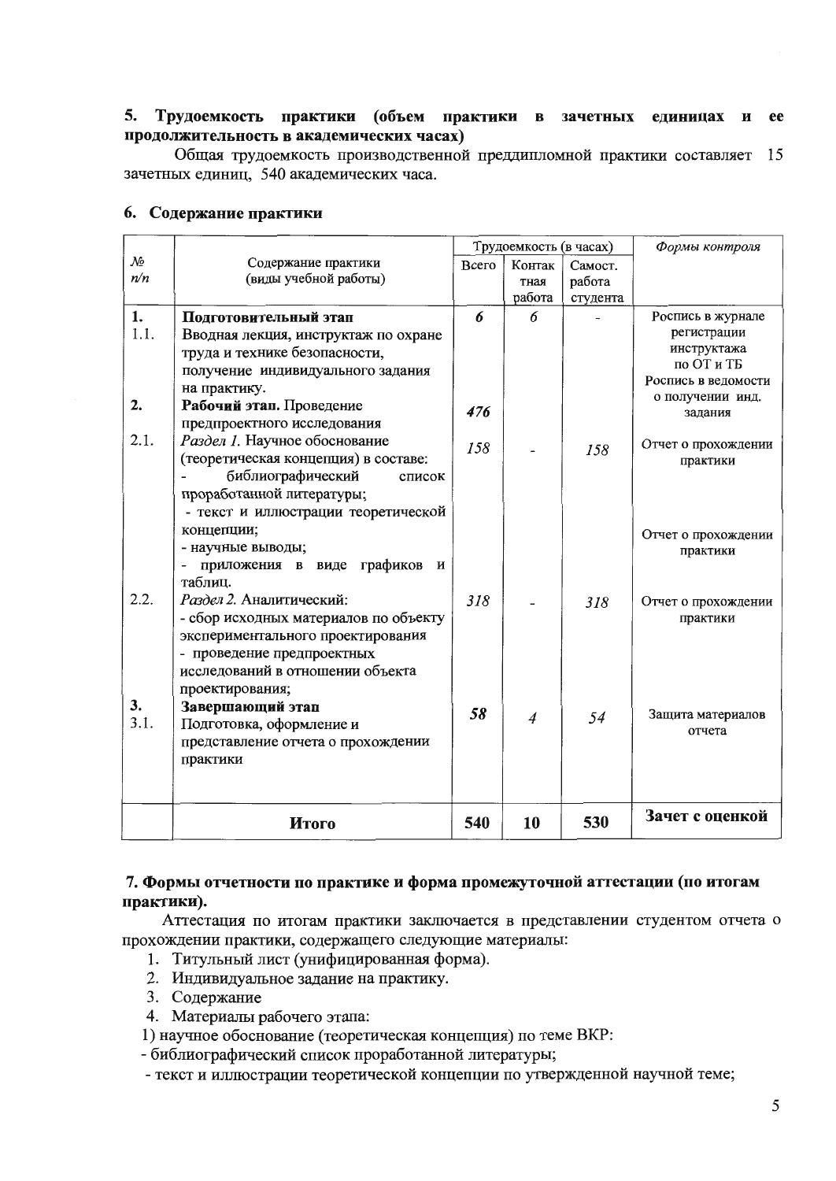## 5. Трудоемкость практики (объем практики в зачетных единицах и ее продолжительность в академических часах)

Общая трудоемкость производственной преддипломной практики составляет 15 зачетных единиц, 540 академических часа.

## 6. Содержание практики

| № п/п | Содержание практики (виды учебной работы) | Трудоемкость (в часах) | | | *Формы контроля* |
|---|---|---|---|---|---|
| | | Всего | Контактная работа | Самост. работа студента | |
| **1.** | **Подготовительный этап** | *6* | *6* | - | Роспись в журнале регистрации инструктажа по ОТ и ТБ Роспись в ведомости о получении инд. задания |
| 1.1. | Вводная лекция, инструктаж по охране труда и технике безопасности, получение индивидуального задания на практику. | | | | |
| **2.** | **Рабочий этап.** Проведение предпроектного исследования | *476* | | | |
| 2.1. | *Раздел 1.* Научное обоснование (теоретическая концепция) в составе: - библиографический список проработанной литературы; - текст и иллюстрации теоретической концепции; - научные выводы; - приложения в виде графиков и таблиц. | *158* | - | *158* | Отчет о прохождении практики; Отчет о прохождении практики |
| 2.2. | *Раздел 2.* Аналитический: - сбор исходных материалов по объекту экспериментального проектирования - проведение предпроектных исследований в отношении объекта проектирования; | *318* | - | *318* | Отчет о прохождении практики |
| **3.** | **Завершающий этап** | *58* | *4* | *54* | Защита материалов отчета |
| 3.1. | Подготовка, оформление и представление отчета о прохождении практики | | | | |
| | **Итого** | **540** | **10** | **530** | **Зачет с оценкой** |

## 7. Формы отчетности по практике и форма промежуточной аттестации (по итогам практики).

Аттестация по итогам практики заключается в представлении студентом отчета о прохождении практики, содержащего следующие материалы:

1. Титульный лист (унифицированная форма).
2. Индивидуальное задание на практику.
3. Содержание
4. Материалы рабочего этапа:

1) научное обоснование (теоретическая концепция) по теме ВКР:

- библиографический список проработанной литературы;
- текст и иллюстрации теоретической концепции по утвержденной научной теме;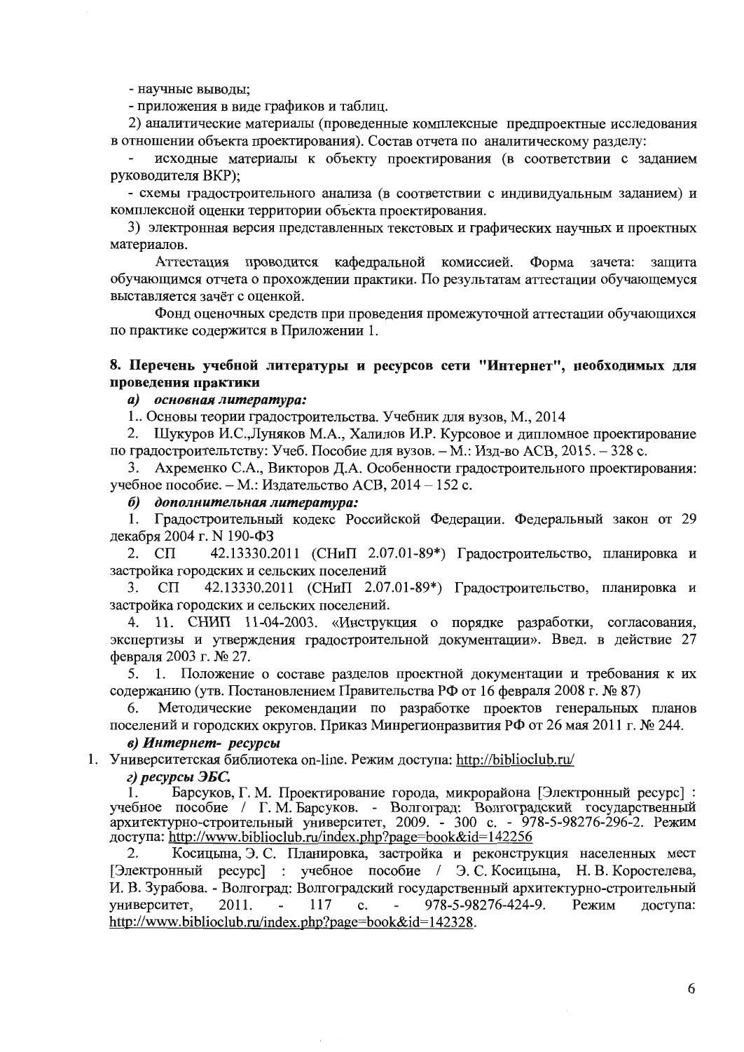- научные выводы;

- приложения в виде графиков и таблиц.

2) аналитические материалы (проведенные комплексные предпроектные исследования в отношении объекта проектирования). Состав отчета по аналитическому разделу:

- исходные материалы к объекту проектирования (в соответствии с заданием руководителя ВКР);

- схемы градостроительного анализа (в соответствии с индивидуальным заданием) и комплексной оценки территории объекта проектирования.

3) электронная версия представленных текстовых и графических научных и проектных материалов.

Аттестация проводится кафедральной комиссией. Форма зачета: защита обучающимся отчета о прохождении практики. По результатам аттестации обучающемуся выставляется зачёт с оценкой.

Фонд оценочных средств при проведения промежуточной аттестации обучающихся по практике содержится в Приложении 1.

## 8. Перечень учебной литературы и ресурсов сети "Интернет", необходимых для проведения практики

***а) основная литература:***

1.. Основы теории градостроительства. Учебник для вузов, М., 2014

2. Шукуров И.С.,Луняков М.А., Халилов И.Р. Курсовое и дипломное проектирование по градостроительтству: Учеб. Пособие для вузов. – М.: Изд-во АСВ, 2015. – 328 с.

3. Ахременко С.А., Викторов Д.А. Особенности градостроительного проектирования: учебное пособие. – М.: Издательство АСВ, 2014 – 152 с.

***б) дополнительная литература:***

1. Градостроительный кодекс Российской Федерации. Федеральный закон от 29 декабря 2004 г. N 190-ФЗ

2. СП 42.13330.2011 (СНиП 2.07.01-89*) Градостроительство, планировка и застройка городских и сельских поселений

3. СП 42.13330.2011 (СНиП 2.07.01-89*) Градостроительство, планировка и застройка городских и сельских поселений.

4. 11. СНИП 11-04-2003. «Инструкция о порядке разработки, согласования, экспертизы и утверждения градостроительной документации». Введ. в действие 27 февраля 2003 г. № 27.

5. 1. Положение о составе разделов проектной документации и требования к их содержанию (утв. Постановлением Правительства РФ от 16 февраля 2008 г. № 87)

6. Методические рекомендации по разработке проектов генеральных планов поселений и городских округов. Приказ Минрегионразвития РФ от 26 мая 2011 г. № 244.

***в) Интернет- ресурсы***

1. Университетская библиотека on-line. Режим доступа: http://biblioclub.ru/

***г) ресурсы ЭБС.***

1. Барсуков, Г. М. Проектирование города, микрорайона [Электронный ресурс] : учебное пособие / Г. М. Барсуков. - Волгоград: Волгоградский государственный архитектурно-строительный университет, 2009. - 300 с. - 978-5-98276-296-2. Режим доступа: http://www.biblioclub.ru/index.php?page=book&id=142256

2. Косицына, Э. С. Планировка, застройка и реконструкция населенных мест [Электронный ресурс] : учебное пособие / Э. С. Косицына, Н. В. Коростелева, И. В. Зурабова. - Волгоград: Волгоградский государственный архитектурно-строительный университет, 2011. - 117 с. - 978-5-98276-424-9. Режим доступа: http://www.biblioclub.ru/index.php?page=book&id=142328.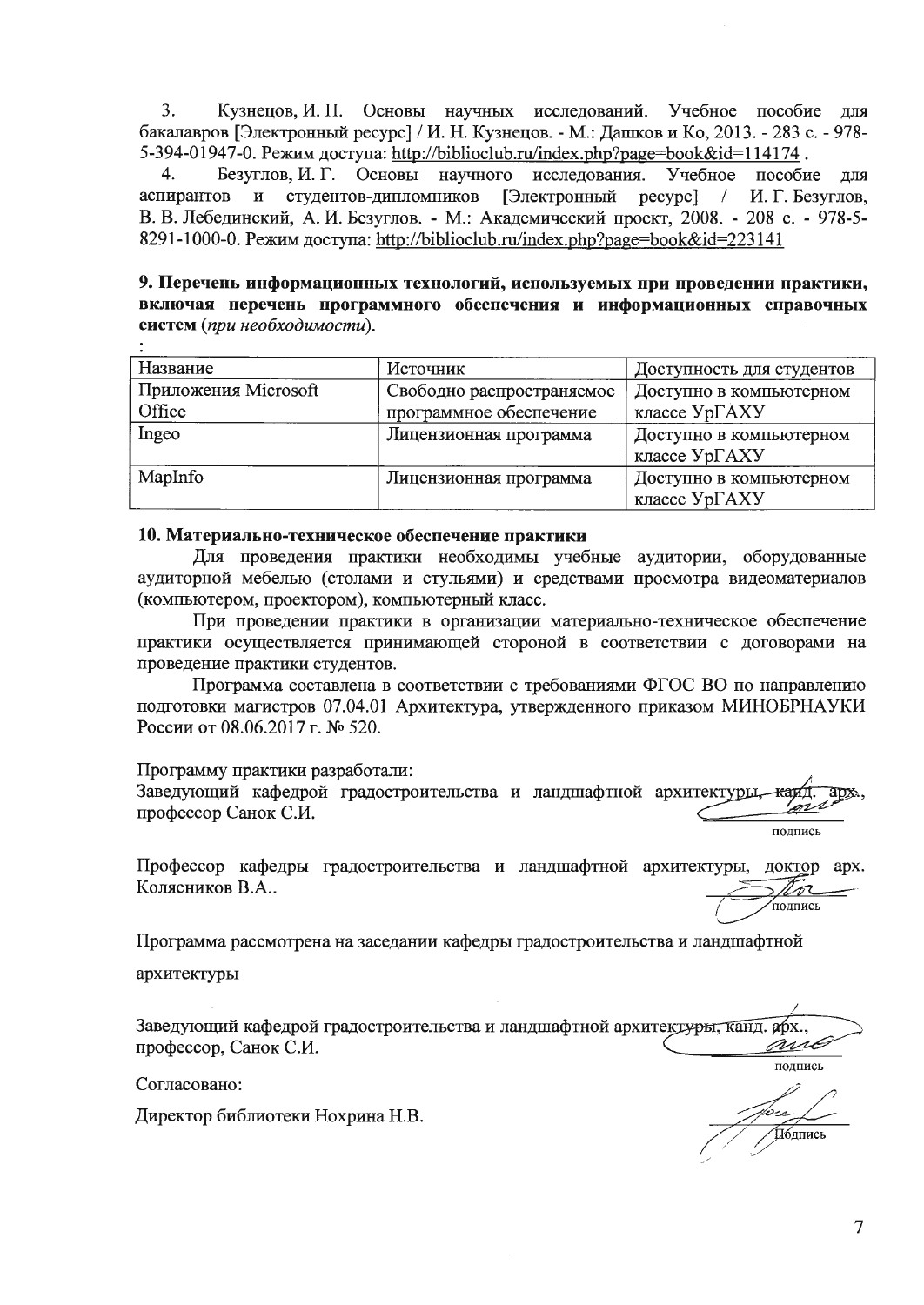3. Кузнецов, И. Н. Основы научных исследований. Учебное пособие для бакалавров [Электронный ресурс] / И. Н. Кузнецов. - М.: Дашков и Ко, 2013. - 283 с. - 978-5-394-01947-0. Режим доступа: http://biblioclub.ru/index.php?page=book&id=114174 .

4. Безуглов, И. Г. Основы научного исследования. Учебное пособие для аспирантов и студентов-дипломников [Электронный ресурс] / И. Г. Безуглов, В. В. Лебединский, А. И. Безуглов. - М.: Академический проект, 2008. - 208 с. - 978-5-8291-1000-0. Режим доступа: http://biblioclub.ru/index.php?page=book&id=223141

**9. Перечень информационных технологий, используемых при проведении практики, включая перечень программного обеспечения и информационных справочных систем** (*при необходимости*).

:

| Название | Источник | Доступность для студентов |
|---|---|---|
| Приложения Microsoft Office | Свободно распространяемое программное обеспечение | Доступно в компьютерном классе УрГАХУ |
| Ingeo | Лицензионная программа | Доступно в компьютерном классе УрГАХУ |
| MapInfo | Лицензионная программа | Доступно в компьютерном классе УрГАХУ |

**10. Материально-техническое обеспечение практики**

Для проведения практики необходимы учебные аудитории, оборудованные аудиторной мебелью (столами и стульями) и средствами просмотра видеоматериалов (компьютером, проектором), компьютерный класс.

При проведении практики в организации материально-техническое обеспечение практики осуществляется принимающей стороной в соответствии с договорами на проведение практики студентов.

Программа составлена в соответствии с требованиями ФГОС ВО по направлению подготовки магистров 07.04.01 Архитектура, утвержденного приказом МИНОБРНАУКИ России от 08.06.2017 г. № 520.

Программу практики разработали:

Заведующий кафедрой градостроительства и ландшафтной архитектуры, канд. арх., профессор Санок С.И.

подпись

Профессор кафедры градостроительства и ландшафтной архитектуры, доктор арх. Колясников В.А..

подпись

Программа рассмотрена на заседании кафедры градостроительства и ландшафтной архитектуры

Заведующий кафедрой градостроительства и ландшафтной архитектуры, канд. арх., профессор, Санок С.И.

подпись

Согласовано:

Директор библиотеки Нохрина Н.В.

Подпись